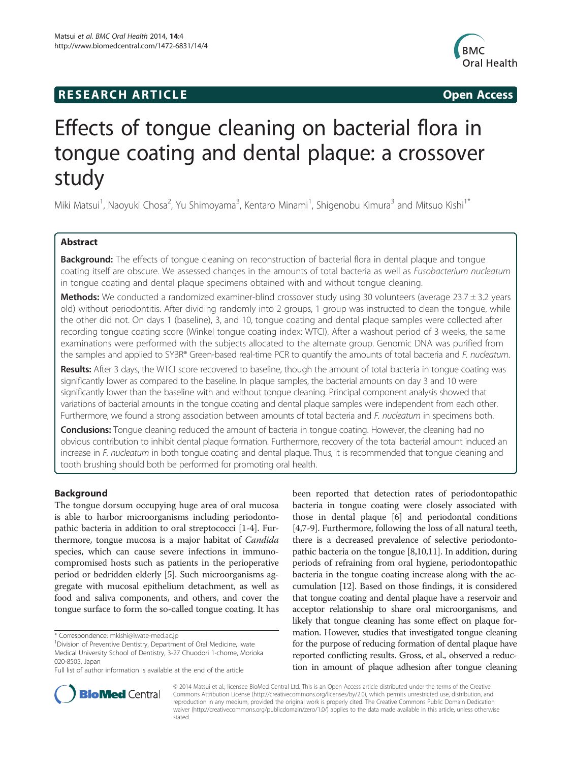**RESEARCH ARTICLE** **Open Access**

# Effects of tongue cleaning on bacterial flora in tongue coating and dental plaque: a crossover study

Miki Matsui[1], Naoyuki Chosa[2], Yu Shimoyama[3], Kentaro Minami[1], Shigenobu Kimura[3] and Mitsuo Kishi[1*]

## Abstract

**Background:** The effects of tongue cleaning on reconstruction of bacterial flora in dental plaque and tongue coating itself are obscure. We assessed changes in the amounts of total bacteria as well as *Fusobacterium nucleatum* in tongue coating and dental plaque specimens obtained with and without tongue cleaning.

**Methods:** We conducted a randomized examiner-blind crossover study using 30 volunteers (average 23.7 ± 3.2 years old) without periodontitis. After dividing randomly into 2 groups, 1 group was instructed to clean the tongue, while the other did not. On days 1 (baseline), 3, and 10, tongue coating and dental plaque samples were collected after recording tongue coating score (Winkel tongue coating index: WTCI). After a washout period of 3 weeks, the same examinations were performed with the subjects allocated to the alternate group. Genomic DNA was purified from the samples and applied to SYBR® Green-based real-time PCR to quantify the amounts of total bacteria and *F. nucleatum*.

**Results:** After 3 days, the WTCI score recovered to baseline, though the amount of total bacteria in tongue coating was significantly lower as compared to the baseline. In plaque samples, the bacterial amounts on day 3 and 10 were significantly lower than the baseline with and without tongue cleaning. Principal component analysis showed that variations of bacterial amounts in the tongue coating and dental plaque samples were independent from each other. Furthermore, we found a strong association between amounts of total bacteria and *F. nucleatum* in specimens both.

**Conclusions:** Tongue cleaning reduced the amount of bacteria in tongue coating. However, the cleaning had no obvious contribution to inhibit dental plaque formation. Furthermore, recovery of the total bacterial amount induced an increase in *F. nucleatum* in both tongue coating and dental plaque. Thus, it is recommended that tongue cleaning and tooth brushing should both be performed for promoting oral health.

## Background

The tongue dorsum occupying huge area of oral mucosa is able to harbor microorganisms including periodontopathic bacteria in addition to oral streptococci [1-4]. Furthermore, tongue mucosa is a major habitat of *Candida* species, which can cause severe infections in immunocompromised hosts such as patients in the perioperative period or bedridden elderly [5]. Such microorganisms aggregate with mucosal epithelium detachment, as well as food and saliva components, and others, and cover the tongue surface to form the so-called tongue coating. It has been reported that detection rates of periodontopathic bacteria in tongue coating were closely associated with those in dental plaque [6] and periodontal conditions [4,7-9]. Furthermore, following the loss of all natural teeth, there is a decreased prevalence of selective periodontopathic bacteria on the tongue [8,10,11]. In addition, during periods of refraining from oral hygiene, periodontopathic bacteria in the tongue coating increase along with the accumulation [12]. Based on those findings, it is considered that tongue coating and dental plaque have a reservoir and acceptor relationship to share oral microorganisms, and likely that tongue cleaning has some effect on plaque formation. However, studies that investigated tongue cleaning for the purpose of reducing formation of dental plaque have reported conflicting results. Gross, et al., observed a reduction in amount of plaque adhesion after tongue cleaning

\* Correspondence: mkishi@iwate-med.ac.jp
[1]Division of Preventive Dentistry, Department of Oral Medicine, Iwate Medical University School of Dentistry, 3-27 Chuodori 1-chome, Morioka 020-8505, Japan
Full list of author information is available at the end of the article

© 2014 Matsui et al.; licensee BioMed Central Ltd. This is an Open Access article distributed under the terms of the Creative Commons Attribution License (http://creativecommons.org/licenses/by/2.0), which permits unrestricted use, distribution, and reproduction in any medium, provided the original work is properly cited. The Creative Commons Public Domain Dedication waiver (http://creativecommons.org/publicdomain/zero/1.0/) applies to the data made available in this article, unless otherwise stated.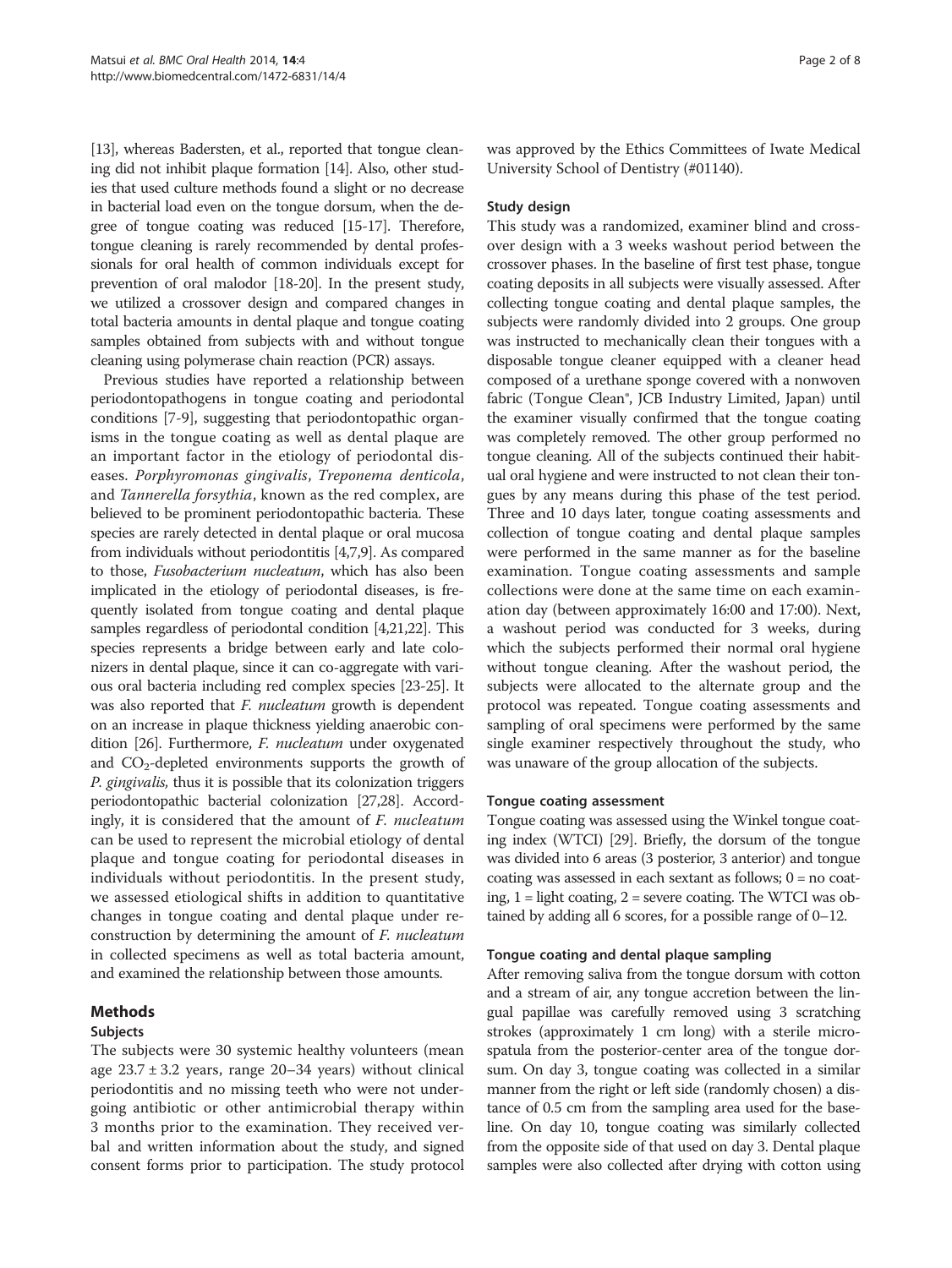[13], whereas Badersten, et al., reported that tongue cleaning did not inhibit plaque formation [14]. Also, other studies that used culture methods found a slight or no decrease in bacterial load even on the tongue dorsum, when the degree of tongue coating was reduced [15-17]. Therefore, tongue cleaning is rarely recommended by dental professionals for oral health of common individuals except for prevention of oral malodor [18-20]. In the present study, we utilized a crossover design and compared changes in total bacteria amounts in dental plaque and tongue coating samples obtained from subjects with and without tongue cleaning using polymerase chain reaction (PCR) assays.

Previous studies have reported a relationship between periodontopathogens in tongue coating and periodontal conditions [7-9], suggesting that periodontopathic organisms in the tongue coating as well as dental plaque are an important factor in the etiology of periodontal diseases. *Porphyromonas gingivalis*, *Treponema denticola*, and *Tannerella forsythia*, known as the red complex, are believed to be prominent periodontopathic bacteria. These species are rarely detected in dental plaque or oral mucosa from individuals without periodontitis [4,7,9]. As compared to those, *Fusobacterium nucleatum*, which has also been implicated in the etiology of periodontal diseases, is frequently isolated from tongue coating and dental plaque samples regardless of periodontal condition [4,21,22]. This species represents a bridge between early and late colonizers in dental plaque, since it can co-aggregate with various oral bacteria including red complex species [23-25]. It was also reported that *F. nucleatum* growth is dependent on an increase in plaque thickness yielding anaerobic condition [26]. Furthermore, *F. nucleatum* under oxygenated and $CO_2$-depleted environments supports the growth of *P. gingivalis,* thus it is possible that its colonization triggers periodontopathic bacterial colonization [27,28]. Accordingly, it is considered that the amount of *F. nucleatum* can be used to represent the microbial etiology of dental plaque and tongue coating for periodontal diseases in individuals without periodontitis. In the present study, we assessed etiological shifts in addition to quantitative changes in tongue coating and dental plaque under reconstruction by determining the amount of *F. nucleatum* in collected specimens as well as total bacteria amount, and examined the relationship between those amounts.

## Methods

### Subjects

The subjects were 30 systemic healthy volunteers (mean age 23.7 ± 3.2 years, range 20–34 years) without clinical periodontitis and no missing teeth who were not undergoing antibiotic or other antimicrobial therapy within 3 months prior to the examination. They received verbal and written information about the study, and signed consent forms prior to participation. The study protocol was approved by the Ethics Committees of Iwate Medical University School of Dentistry (#01140).

### Study design

This study was a randomized, examiner blind and crossover design with a 3 weeks washout period between the crossover phases. In the baseline of first test phase, tongue coating deposits in all subjects were visually assessed. After collecting tongue coating and dental plaque samples, the subjects were randomly divided into 2 groups. One group was instructed to mechanically clean their tongues with a disposable tongue cleaner equipped with a cleaner head composed of a urethane sponge covered with a nonwoven fabric (Tongue Clean®, JCB Industry Limited, Japan) until the examiner visually confirmed that the tongue coating was completely removed. The other group performed no tongue cleaning. All of the subjects continued their habitual oral hygiene and were instructed to not clean their tongues by any means during this phase of the test period. Three and 10 days later, tongue coating assessments and collection of tongue coating and dental plaque samples were performed in the same manner as for the baseline examination. Tongue coating assessments and sample collections were done at the same time on each examination day (between approximately 16:00 and 17:00). Next, a washout period was conducted for 3 weeks, during which the subjects performed their normal oral hygiene without tongue cleaning. After the washout period, the subjects were allocated to the alternate group and the protocol was repeated. Tongue coating assessments and sampling of oral specimens were performed by the same single examiner respectively throughout the study, who was unaware of the group allocation of the subjects.

### Tongue coating assessment

Tongue coating was assessed using the Winkel tongue coating index (WTCI) [29]. Briefly, the dorsum of the tongue was divided into 6 areas (3 posterior, 3 anterior) and tongue coating was assessed in each sextant as follows; 0 = no coating, 1 = light coating, 2 = severe coating. The WTCI was obtained by adding all 6 scores, for a possible range of 0–12.

### Tongue coating and dental plaque sampling

After removing saliva from the tongue dorsum with cotton and a stream of air, any tongue accretion between the lingual papillae was carefully removed using 3 scratching strokes (approximately 1 cm long) with a sterile microspatula from the posterior-center area of the tongue dorsum. On day 3, tongue coating was collected in a similar manner from the right or left side (randomly chosen) a distance of 0.5 cm from the sampling area used for the baseline. On day 10, tongue coating was similarly collected from the opposite side of that used on day 3. Dental plaque samples were also collected after drying with cotton using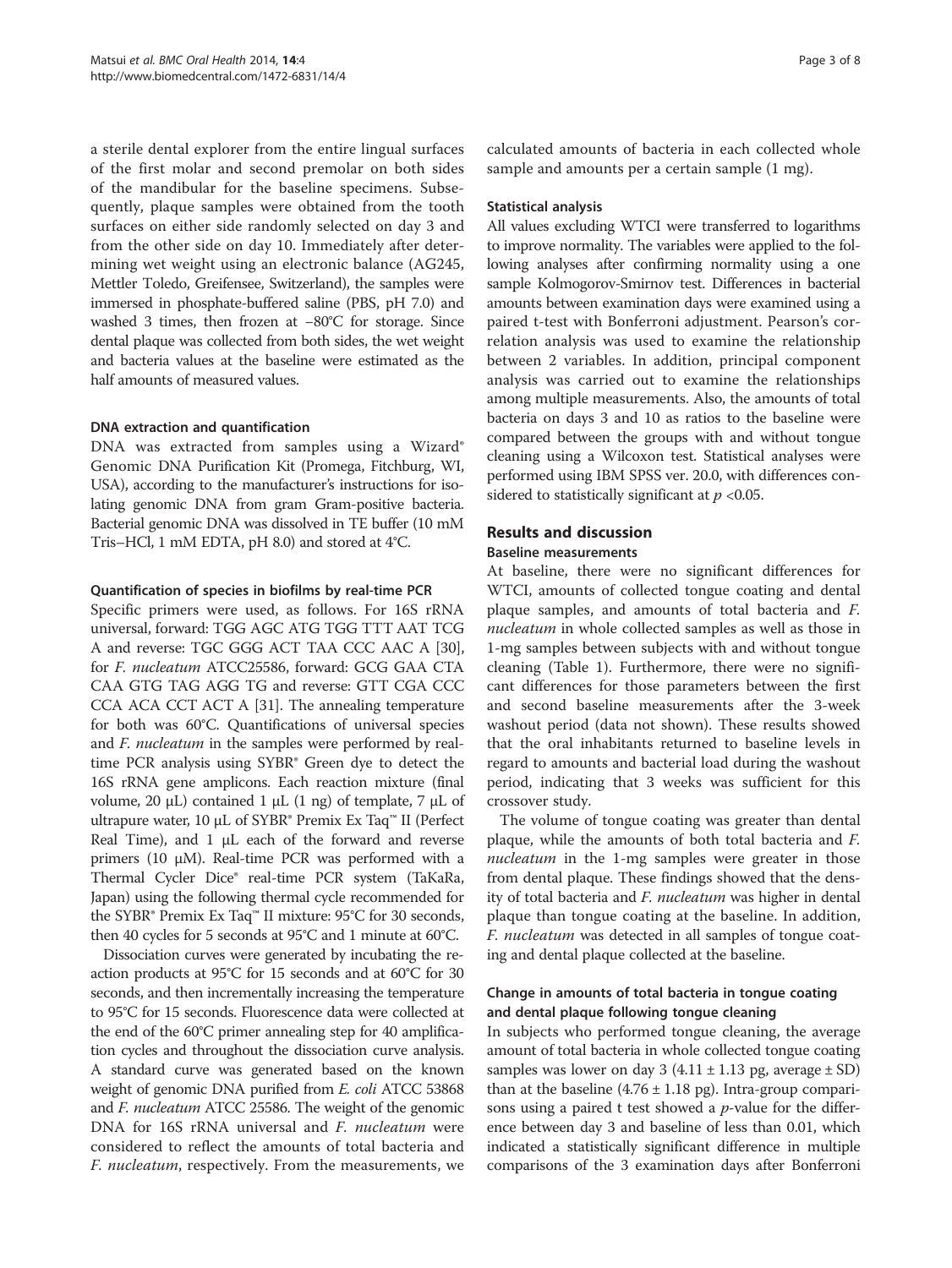a sterile dental explorer from the entire lingual surfaces of the first molar and second premolar on both sides of the mandibular for the baseline specimens. Subsequently, plaque samples were obtained from the tooth surfaces on either side randomly selected on day 3 and from the other side on day 10. Immediately after determining wet weight using an electronic balance (AG245, Mettler Toledo, Greifensee, Switzerland), the samples were immersed in phosphate-buffered saline (PBS, pH 7.0) and washed 3 times, then frozen at −80°C for storage. Since dental plaque was collected from both sides, the wet weight and bacteria values at the baseline were estimated as the half amounts of measured values.

#### DNA extraction and quantification

DNA was extracted from samples using a Wizard® Genomic DNA Purification Kit (Promega, Fitchburg, WI, USA), according to the manufacturer's instructions for isolating genomic DNA from gram Gram-positive bacteria. Bacterial genomic DNA was dissolved in TE buffer (10 mM Tris–HCl, 1 mM EDTA, pH 8.0) and stored at 4°C.

#### Quantification of species in biofilms by real-time PCR

Specific primers were used, as follows. For 16S rRNA universal, forward: TGG AGC ATG TGG TTT AAT TCG A and reverse: TGC GGG ACT TAA CCC AAC A [30], for *F. nucleatum* ATCC25586, forward: GCG GAA CTA CAA GTG TAG AGG TG and reverse: GTT CGA CCC CCA ACA CCT ACT A [31]. The annealing temperature for both was 60°C. Quantifications of universal species and *F. nucleatum* in the samples were performed by real-time PCR analysis using SYBR® Green dye to detect the 16S rRNA gene amplicons. Each reaction mixture (final volume, 20 μL) contained 1 μL (1 ng) of template, 7 μL of ultrapure water, 10 μL of SYBR® Premix Ex Taq™ II (Perfect Real Time), and 1 μL each of the forward and reverse primers (10 μM). Real-time PCR was performed with a Thermal Cycler Dice® real-time PCR system (TaKaRa, Japan) using the following thermal cycle recommended for the SYBR® Premix Ex Taq™ II mixture: 95°C for 30 seconds, then 40 cycles for 5 seconds at 95°C and 1 minute at 60°C.

Dissociation curves were generated by incubating the reaction products at 95°C for 15 seconds and at 60°C for 30 seconds, and then incrementally increasing the temperature to 95°C for 15 seconds. Fluorescence data were collected at the end of the 60°C primer annealing step for 40 amplification cycles and throughout the dissociation curve analysis. A standard curve was generated based on the known weight of genomic DNA purified from *E. coli* ATCC 53868 and *F. nucleatum* ATCC 25586. The weight of the genomic DNA for 16S rRNA universal and *F. nucleatum* were considered to reflect the amounts of total bacteria and *F. nucleatum*, respectively. From the measurements, we calculated amounts of bacteria in each collected whole sample and amounts per a certain sample (1 mg).

#### Statistical analysis

All values excluding WTCI were transferred to logarithms to improve normality. The variables were applied to the following analyses after confirming normality using a one sample Kolmogorov-Smirnov test. Differences in bacterial amounts between examination days were examined using a paired t-test with Bonferroni adjustment. Pearson's correlation analysis was used to examine the relationship between 2 variables. In addition, principal component analysis was carried out to examine the relationships among multiple measurements. Also, the amounts of total bacteria on days 3 and 10 as ratios to the baseline were compared between the groups with and without tongue cleaning using a Wilcoxon test. Statistical analyses were performed using IBM SPSS ver. 20.0, with differences considered to statistically significant at $p$ <0.05.

## Results and discussion

#### Baseline measurements

At baseline, there were no significant differences for WTCI, amounts of collected tongue coating and dental plaque samples, and amounts of total bacteria and *F. nucleatum* in whole collected samples as well as those in 1-mg samples between subjects with and without tongue cleaning (Table 1). Furthermore, there were no significant differences for those parameters between the first and second baseline measurements after the 3-week washout period (data not shown). These results showed that the oral inhabitants returned to baseline levels in regard to amounts and bacterial load during the washout period, indicating that 3 weeks was sufficient for this crossover study.

The volume of tongue coating was greater than dental plaque, while the amounts of both total bacteria and *F. nucleatum* in the 1-mg samples were greater in those from dental plaque. These findings showed that the density of total bacteria and *F. nucleatum* was higher in dental plaque than tongue coating at the baseline. In addition, *F. nucleatum* was detected in all samples of tongue coating and dental plaque collected at the baseline.

#### Change in amounts of total bacteria in tongue coating and dental plaque following tongue cleaning

In subjects who performed tongue cleaning, the average amount of total bacteria in whole collected tongue coating samples was lower on day 3 (4.11 ± 1.13 pg, average ± SD) than at the baseline (4.76 ± 1.18 pg). Intra-group comparisons using a paired t test showed a $p$-value for the difference between day 3 and baseline of less than 0.01, which indicated a statistically significant difference in multiple comparisons of the 3 examination days after Bonferroni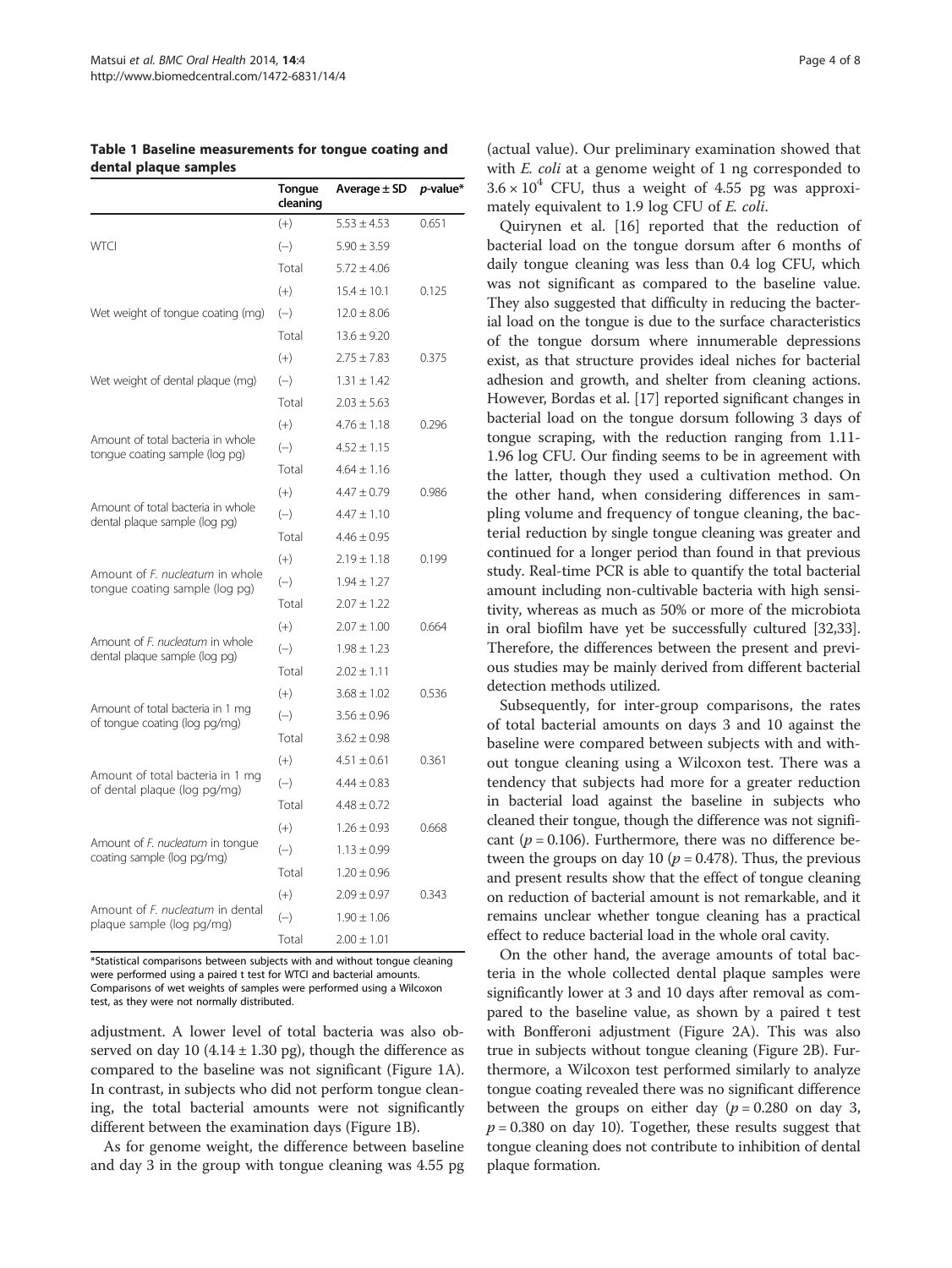**Table 1 Baseline measurements for tongue coating and dental plaque samples**

| | Tongue cleaning | Average ± SD | *p*-value* |
|---|---|---|---|
| WTCI | (+) | 5.53 ± 4.53 | 0.651 |
| | (−) | 5.90 ± 3.59 | |
| | Total | 5.72 ± 4.06 | |
| Wet weight of tongue coating (mg) | (+) | 15.4 ± 10.1 | 0.125 |
| | (−) | 12.0 ± 8.06 | |
| | Total | 13.6 ± 9.20 | |
| Wet weight of dental plaque (mg) | (+) | 2.75 ± 7.83 | 0.375 |
| | (−) | 1.31 ± 1.42 | |
| | Total | 2.03 ± 5.63 | |
| Amount of total bacteria in whole tongue coating sample (log pg) | (+) | 4.76 ± 1.18 | 0.296 |
| | (−) | 4.52 ± 1.15 | |
| | Total | 4.64 ± 1.16 | |
| Amount of total bacteria in whole dental plaque sample (log pg) | (+) | 4.47 ± 0.79 | 0.986 |
| | (−) | 4.47 ± 1.10 | |
| | Total | 4.46 ± 0.95 | |
| Amount of *F. nucleatum* in whole tongue coating sample (log pg) | (+) | 2.19 ± 1.18 | 0.199 |
| | (−) | 1.94 ± 1.27 | |
| | Total | 2.07 ± 1.22 | |
| Amount of *F. nucleatum* in whole dental plaque sample (log pg) | (+) | 2.07 ± 1.00 | 0.664 |
| | (−) | 1.98 ± 1.23 | |
| | Total | 2.02 ± 1.11 | |
| Amount of total bacteria in 1 mg of tongue coating (log pg/mg) | (+) | 3.68 ± 1.02 | 0.536 |
| | (−) | 3.56 ± 0.96 | |
| | Total | 3.62 ± 0.98 | |
| Amount of total bacteria in 1 mg of dental plaque (log pg/mg) | (+) | 4.51 ± 0.61 | 0.361 |
| | (−) | 4.44 ± 0.83 | |
| | Total | 4.48 ± 0.72 | |
| Amount of *F. nucleatum* in tongue coating sample (log pg/mg) | (+) | 1.26 ± 0.93 | 0.668 |
| | (−) | 1.13 ± 0.99 | |
| | Total | 1.20 ± 0.96 | |
| Amount of *F. nucleatum* in dental plaque sample (log pg/mg) | (+) | 2.09 ± 0.97 | 0.343 |
| | (−) | 1.90 ± 1.06 | |
| | Total | 2.00 ± 1.01 | |

*Statistical comparisons between subjects with and without tongue cleaning were performed using a paired t test for WTCI and bacterial amounts. Comparisons of wet weights of samples were performed using a Wilcoxon test, as they were not normally distributed.

adjustment. A lower level of total bacteria was also observed on day 10 (4.14 ± 1.30 pg), though the difference as compared to the baseline was not significant (Figure 1A). In contrast, in subjects who did not perform tongue cleaning, the total bacterial amounts were not significantly different between the examination days (Figure 1B).

As for genome weight, the difference between baseline and day 3 in the group with tongue cleaning was 4.55 pg (actual value). Our preliminary examination showed that with *E. coli* at a genome weight of 1 ng corresponded to $3.6 \times 10^4$ CFU, thus a weight of 4.55 pg was approximately equivalent to 1.9 log CFU of *E. coli*.

Quirynen et al. [16] reported that the reduction of bacterial load on the tongue dorsum after 6 months of daily tongue cleaning was less than 0.4 log CFU, which was not significant as compared to the baseline value. They also suggested that difficulty in reducing the bacterial load on the tongue is due to the surface characteristics of the tongue dorsum where innumerable depressions exist, as that structure provides ideal niches for bacterial adhesion and growth, and shelter from cleaning actions. However, Bordas et al. [17] reported significant changes in bacterial load on the tongue dorsum following 3 days of tongue scraping, with the reduction ranging from 1.11-1.96 log CFU. Our finding seems to be in agreement with the latter, though they used a cultivation method. On the other hand, when considering differences in sampling volume and frequency of tongue cleaning, the bacterial reduction by single tongue cleaning was greater and continued for a longer period than found in that previous study. Real-time PCR is able to quantify the total bacterial amount including non-cultivable bacteria with high sensitivity, whereas as much as 50% or more of the microbiota in oral biofilm have yet be successfully cultured [32,33]. Therefore, the differences between the present and previous studies may be mainly derived from different bacterial detection methods utilized.

Subsequently, for inter-group comparisons, the rates of total bacterial amounts on days 3 and 10 against the baseline were compared between subjects with and without tongue cleaning using a Wilcoxon test. There was a tendency that subjects had more for a greater reduction in bacterial load against the baseline in subjects who cleaned their tongue, though the difference was not significant ($p = 0.106$). Furthermore, there was no difference between the groups on day 10 ($p = 0.478$). Thus, the previous and present results show that the effect of tongue cleaning on reduction of bacterial amount is not remarkable, and it remains unclear whether tongue cleaning has a practical effect to reduce bacterial load in the whole oral cavity.

On the other hand, the average amounts of total bacteria in the whole collected dental plaque samples were significantly lower at 3 and 10 days after removal as compared to the baseline value, as shown by a paired t test with Bonfferoni adjustment (Figure 2A). This was also true in subjects without tongue cleaning (Figure 2B). Furthermore, a Wilcoxon test performed similarly to analyze tongue coating revealed there was no significant difference between the groups on either day ($p = 0.280$ on day 3, $p = 0.380$ on day 10). Together, these results suggest that tongue cleaning does not contribute to inhibition of dental plaque formation.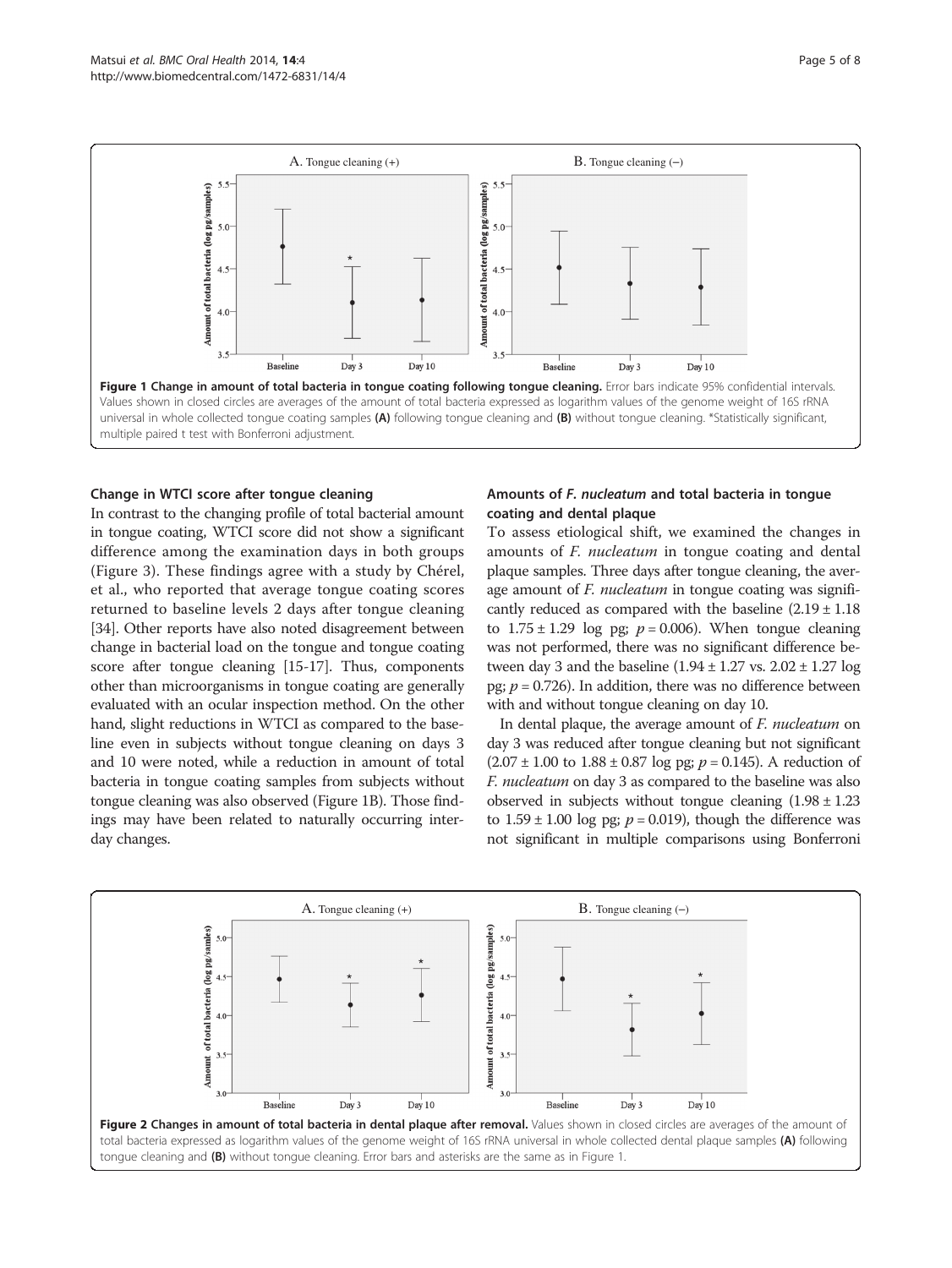Figure 1 Change in amount of total bacteria in tongue coating following tongue cleaning. Error bars indicate 95% confidential intervals. Values shown in closed circles are averages of the amount of total bacteria expressed as logarithm values of the genome weight of 16S rRNA universal in whole collected tongue coating samples (A) following tongue cleaning and (B) without tongue cleaning. *Statistically significant, multiple paired t test with Bonferroni adjustment.

### Change in WTCI score after tongue cleaning

In contrast to the changing profile of total bacterial amount in tongue coating, WTCI score did not show a significant difference among the examination days in both groups (Figure 3). These findings agree with a study by Chérel, et al., who reported that average tongue coating scores returned to baseline levels 2 days after tongue cleaning [34]. Other reports have also noted disagreement between change in bacterial load on the tongue and tongue coating score after tongue cleaning [15-17]. Thus, components other than microorganisms in tongue coating are generally evaluated with an ocular inspection method. On the other hand, slight reductions in WTCI as compared to the baseline even in subjects without tongue cleaning on days 3 and 10 were noted, while a reduction in amount of total bacteria in tongue coating samples from subjects without tongue cleaning was also observed (Figure 1B). Those findings may have been related to naturally occurring interday changes.

### Amounts of *F. nucleatum* and total bacteria in tongue coating and dental plaque

To assess etiological shift, we examined the changes in amounts of *F. nucleatum* in tongue coating and dental plaque samples. Three days after tongue cleaning, the average amount of *F. nucleatum* in tongue coating was significantly reduced as compared with the baseline ($2.19 \pm 1.18$ to $1.75 \pm 1.29$ log pg; $p = 0.006$). When tongue cleaning was not performed, there was no significant difference between day 3 and the baseline ($1.94 \pm 1.27$ vs. $2.02 \pm 1.27$ log pg; $p = 0.726$). In addition, there was no difference between with and without tongue cleaning on day 10.

In dental plaque, the average amount of *F. nucleatum* on day 3 was reduced after tongue cleaning but not significant ($2.07 \pm 1.00$ to $1.88 \pm 0.87$ log pg; $p = 0.145$). A reduction of *F. nucleatum* on day 3 as compared to the baseline was also observed in subjects without tongue cleaning ($1.98 \pm 1.23$ to $1.59 \pm 1.00$ log pg; $p = 0.019$), though the difference was not significant in multiple comparisons using Bonferroni

Figure 2 Changes in amount of total bacteria in dental plaque after removal. Values shown in closed circles are averages of the amount of total bacteria expressed as logarithm values of the genome weight of 16S rRNA universal in whole collected dental plaque samples (A) following tongue cleaning and (B) without tongue cleaning. Error bars and asterisks are the same as in Figure 1.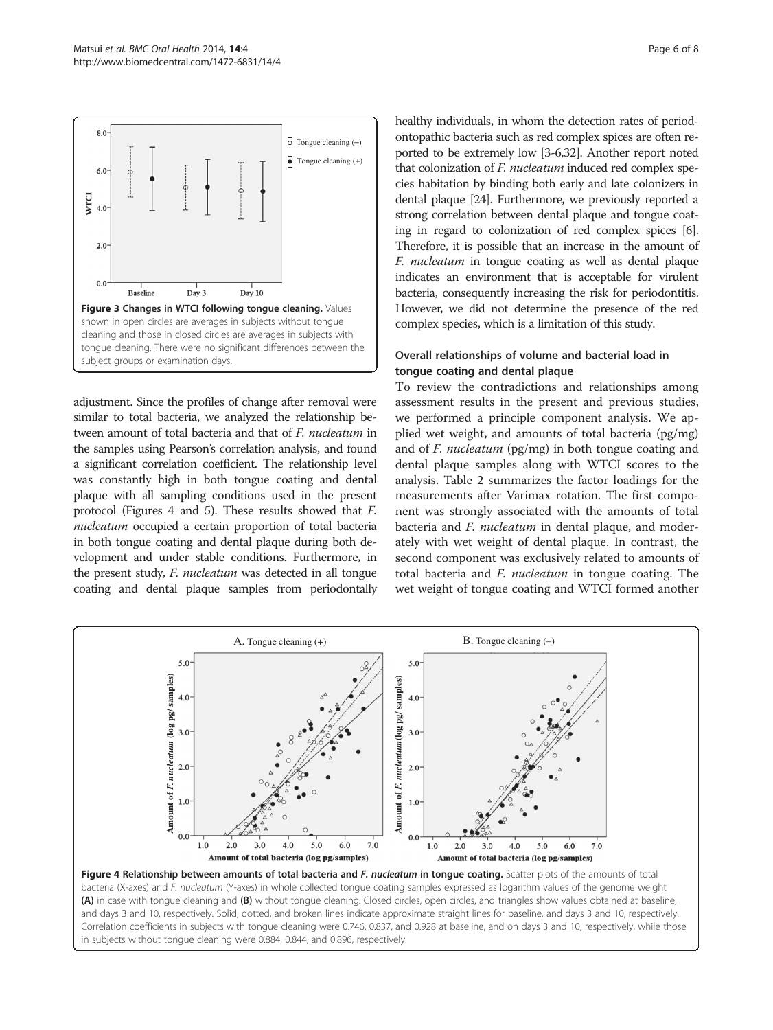8.0
6.0
4.0
2.0
0.0
WTCI
Baseline
Day 3
Day 10
Tongue cleaning (−)
Tongue cleaning (+)

**Figure 3 Changes in WTCI following tongue cleaning.** Values shown in open circles are averages in subjects without tongue cleaning and those in closed circles are averages in subjects with tongue cleaning. There were no significant differences between the subject groups or examination days.

adjustment. Since the profiles of change after removal were similar to total bacteria, we analyzed the relationship between amount of total bacteria and that of *F. nucleatum* in the samples using Pearson's correlation analysis, and found a significant correlation coefficient. The relationship level was constantly high in both tongue coating and dental plaque with all sampling conditions used in the present protocol (Figures 4 and 5). These results showed that *F. nucleatum* occupied a certain proportion of total bacteria in both tongue coating and dental plaque during both development and under stable conditions. Furthermore, in the present study, *F. nucleatum* was detected in all tongue coating and dental plaque samples from periodontally healthy individuals, in whom the detection rates of periodontopathic bacteria such as red complex spices are often reported to be extremely low [3-6,32]. Another report noted that colonization of *F. nucleatum* induced red complex species habitation by binding both early and late colonizers in dental plaque [24]. Furthermore, we previously reported a strong correlation between dental plaque and tongue coating in regard to colonization of red complex spices [6]. Therefore, it is possible that an increase in the amount of *F. nucleatum* in tongue coating as well as dental plaque indicates an environment that is acceptable for virulent bacteria, consequently increasing the risk for periodontitis. However, we did not determine the presence of the red complex species, which is a limitation of this study.

### Overall relationships of volume and bacterial load in tongue coating and dental plaque

To review the contradictions and relationships among assessment results in the present and previous studies, we performed a principle component analysis. We applied wet weight, and amounts of total bacteria (pg/mg) and of *F. nucleatum* (pg/mg) in both tongue coating and dental plaque samples along with WTCI scores to the analysis. Table 2 summarizes the factor loadings for the measurements after Varimax rotation. The first component was strongly associated with the amounts of total bacteria and *F. nucleatum* in dental plaque, and moderately with wet weight of dental plaque. In contrast, the second component was exclusively related to amounts of total bacteria and *F. nucleatum* in tongue coating. The wet weight of tongue coating and WTCI formed another

A. Tongue cleaning (+)
B. Tongue cleaning (−)
Amount of *F. nucleatum* (log pg/ samples)
Amount of total bacteria (log pg/samples)
5.0
4.0
3.0
2.0
1.0
0.0
1.0 2.0 3.0 4.0 5.0 6.0 7.0

**Figure 4 Relationship between amounts of total bacteria and *F. nucleatum* in tongue coating.** Scatter plots of the amounts of total bacteria (X-axes) and *F. nucleatum* (Y-axes) in whole collected tongue coating samples expressed as logarithm values of the genome weight **(A)** in case with tongue cleaning and **(B)** without tongue cleaning. Closed circles, open circles, and triangles show values obtained at baseline, and days 3 and 10, respectively. Solid, dotted, and broken lines indicate approximate straight lines for baseline, and days 3 and 10, respectively. Correlation coefficients in subjects with tongue cleaning were 0.746, 0.837, and 0.928 at baseline, and on days 3 and 10, respectively, while those in subjects without tongue cleaning were 0.884, 0.844, and 0.896, respectively.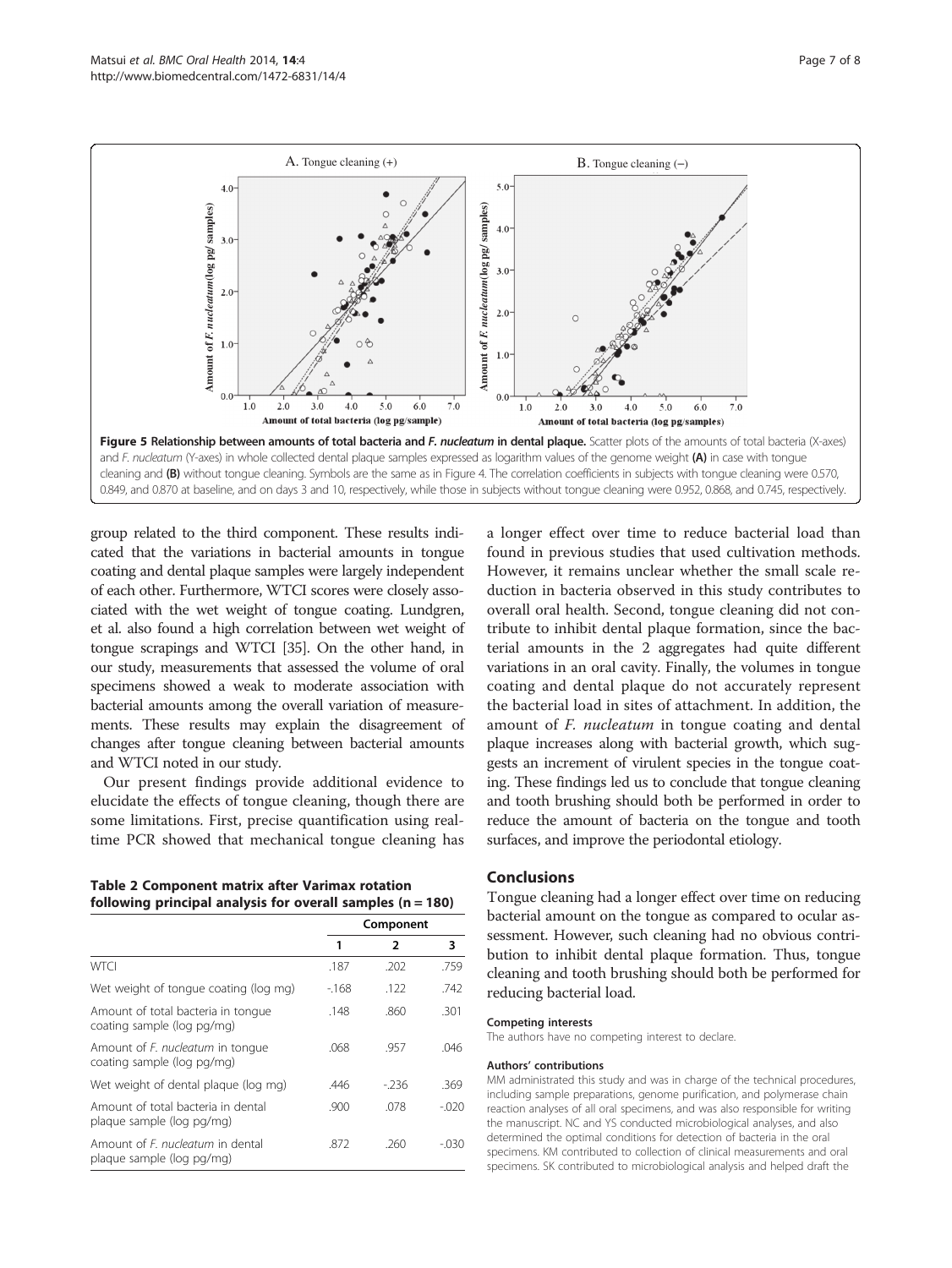A. Tongue cleaning (+)

B. Tongue cleaning (−)

Amount of *F. nucleatum*(log pg/ samples)

Amount of total bacteria (log pg/sample)

Amount of total bacteria (log pg/samples)

**Figure 5 Relationship between amounts of total bacteria and *F. nucleatum* in dental plaque.** Scatter plots of the amounts of total bacteria (X-axes) and *F. nucleatum* (Y-axes) in whole collected dental plaque samples expressed as logarithm values of the genome weight **(A)** in case with tongue cleaning and **(B)** without tongue cleaning. Symbols are the same as in Figure 4. The correlation coefficients in subjects with tongue cleaning were 0.570, 0.849, and 0.870 at baseline, and on days 3 and 10, respectively, while those in subjects without tongue cleaning were 0.952, 0.868, and 0.745, respectively.

group related to the third component. These results indicated that the variations in bacterial amounts in tongue coating and dental plaque samples were largely independent of each other. Furthermore, WTCI scores were closely associated with the wet weight of tongue coating. Lundgren, et al. also found a high correlation between wet weight of tongue scrapings and WTCI [35]. On the other hand, in our study, measurements that assessed the volume of oral specimens showed a weak to moderate association with bacterial amounts among the overall variation of measurements. These results may explain the disagreement of changes after tongue cleaning between bacterial amounts and WTCI noted in our study.

Our present findings provide additional evidence to elucidate the effects of tongue cleaning, though there are some limitations. First, precise quantification using real-time PCR showed that mechanical tongue cleaning has a longer effect over time to reduce bacterial load than found in previous studies that used cultivation methods. However, it remains unclear whether the small scale reduction in bacteria observed in this study contributes to overall oral health. Second, tongue cleaning did not contribute to inhibit dental plaque formation, since the bacterial amounts in the 2 aggregates had quite different variations in an oral cavity. Finally, the volumes in tongue coating and dental plaque do not accurately represent the bacterial load in sites of attachment. In addition, the amount of *F. nucleatum* in tongue coating and dental plaque increases along with bacterial growth, which suggests an increment of virulent species in the tongue coating. These findings led us to conclude that tongue cleaning and tooth brushing should both be performed in order to reduce the amount of bacteria on the tongue and tooth surfaces, and improve the periodontal etiology.

**Table 2 Component matrix after Varimax rotation following principal analysis for overall samples (n = 180)**

| | Component | | |
|---|---|---|---|
| | 1 | 2 | 3 |
| WTCI | .187 | .202 | .759 |
| Wet weight of tongue coating (log mg) | -.168 | .122 | .742 |
| Amount of total bacteria in tongue coating sample (log pg/mg) | .148 | .860 | .301 |
| Amount of *F. nucleatum* in tongue coating sample (log pg/mg) | .068 | .957 | .046 |
| Wet weight of dental plaque (log mg) | .446 | -.236 | .369 |
| Amount of total bacteria in dental plaque sample (log pg/mg) | .900 | .078 | -.020 |
| Amount of *F. nucleatum* in dental plaque sample (log pg/mg) | .872 | .260 | -.030 |

## Conclusions

Tongue cleaning had a longer effect over time on reducing bacterial amount on the tongue as compared to ocular assessment. However, such cleaning had no obvious contribution to inhibit dental plaque formation. Thus, tongue cleaning and tooth brushing should both be performed for reducing bacterial load.

#### Competing interests

The authors have no competing interest to declare.

#### Authors' contributions

MM administrated this study and was in charge of the technical procedures, including sample preparations, genome purification, and polymerase chain reaction analyses of all oral specimens, and was also responsible for writing the manuscript. NC and YS conducted microbiological analyses, and also determined the optimal conditions for detection of bacteria in the oral specimens. KM contributed to collection of clinical measurements and oral specimens. SK contributed to microbiological analysis and helped draft the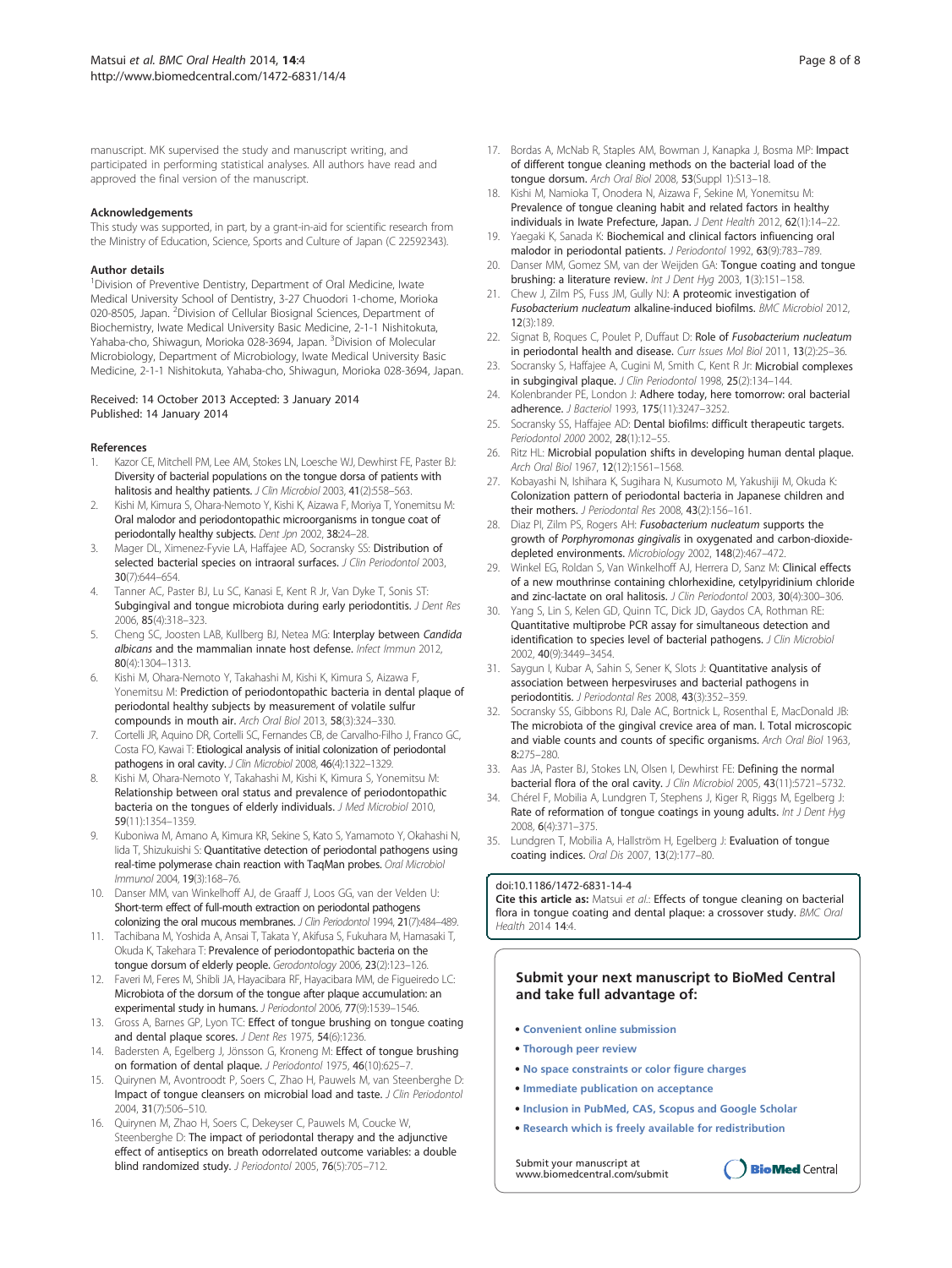manuscript. MK supervised the study and manuscript writing, and participated in performing statistical analyses. All authors have read and approved the final version of the manuscript.

### Acknowledgements

This study was supported, in part, by a grant-in-aid for scientific research from the Ministry of Education, Science, Sports and Culture of Japan (C 22592343).

### Author details

[1]Division of Preventive Dentistry, Department of Oral Medicine, Iwate Medical University School of Dentistry, 3-27 Chuodori 1-chome, Morioka 020-8505, Japan. [2]Division of Cellular Biosignal Sciences, Department of Biochemistry, Iwate Medical University Basic Medicine, 2-1-1 Nishitokuta, Yahaba-cho, Shiwagun, Morioka 028-3694, Japan. [3]Division of Molecular Microbiology, Department of Microbiology, Iwate Medical University Basic Medicine, 2-1-1 Nishitokuta, Yahaba-cho, Shiwagun, Morioka 028-3694, Japan.

Received: 14 October 2013 Accepted: 3 January 2014
Published: 14 January 2014

### References

1. Kazor CE, Mitchell PM, Lee AM, Stokes LN, Loesche WJ, Dewhirst FE, Paster BJ: **Diversity of bacterial populations on the tongue dorsa of patients with halitosis and healthy patients.** *J Clin Microbiol* 2003, **41**(2):558–563.
2. Kishi M, Kimura S, Ohara-Nemoto Y, Kishi K, Aizawa F, Moriya T, Yonemitsu M: **Oral malodor and periodontopathic microorganisms in tongue coat of periodontally healthy subjects.** *Dent Jpn* 2002, **38**:24–28.
3. Mager DL, Ximenez-Fyvie LA, Haffajee AD, Socransky SS: **Distribution of selected bacterial species on intraoral surfaces.** *J Clin Periodontol* 2003, **30**(7):644–654.
4. Tanner AC, Paster BJ, Lu SC, Kanasi E, Kent R Jr, Van Dyke T, Sonis ST: **Subgingival and tongue microbiota during early periodontitis.** *J Dent Res* 2006, **85**(4):318–323.
5. Cheng SC, Joosten LAB, Kullberg BJ, Netea MG: **Interplay between *Candida albicans* and the mammalian innate host defense.** *Infect Immun* 2012, **80**(4):1304–1313.
6. Kishi M, Ohara-Nemoto Y, Takahashi M, Kishi K, Kimura S, Aizawa F, Yonemitsu M: **Prediction of periodontopathic bacteria in dental plaque of periodontal healthy subjects by measurement of volatile sulfur compounds in mouth air.** *Arch Oral Biol* 2013, **58**(3):324–330.
7. Cortelli JR, Aquino DR, Cortelli SC, Fernandes CB, de Carvalho-Filho J, Franco GC, Costa FO, Kawai T: **Etiological analysis of initial colonization of periodontal pathogens in oral cavity.** *J Clin Microbiol* 2008, **46**(4):1322–1329.
8. Kishi M, Ohara-Nemoto Y, Takahashi M, Kishi K, Kimura S, Yonemitsu M: **Relationship between oral status and prevalence of periodontopathic bacteria on the tongues of elderly individuals.** *J Med Microbiol* 2010, **59**(11):1354–1359.
9. Kuboniwa M, Amano A, Kimura KR, Sekine S, Kato S, Yamamoto Y, Okahashi N, Iida T, Shizukuishi S: **Quantitative detection of periodontal pathogens using real-time polymerase chain reaction with TaqMan probes.** *Oral Microbiol Immunol* 2004, **19**(3):168–76.
10. Danser MM, van Winkelhoff AJ, de Graaff J, Loos GG, van der Velden U: **Short-term effect of full-mouth extraction on periodontal pathogens colonizing the oral mucous membranes.** *J Clin Periodontol* 1994, **21**(7):484–489.
11. Tachibana M, Yoshida A, Ansai T, Takata Y, Akifusa S, Fukuhara M, Hamasaki T, Okuda K, Takehara T: **Prevalence of periodontopathic bacteria on the tongue dorsum of elderly people.** *Gerodontology* 2006, **23**(2):123–126.
12. Faveri M, Feres M, Shibli JA, Hayacibara RF, Hayacibara MM, de Figueiredo LC: **Microbiota of the dorsum of the tongue after plaque accumulation: an experimental study in humans.** *J Periodontol* 2006, **77**(9):1539–1546.
13. Gross A, Barnes GP, Lyon TC: **Effect of tongue brushing on tongue coating and dental plaque scores.** *J Dent Res* 1975, **54**(6):1236.
14. Badersten A, Egelberg J, Jönsson G, Kroneng M: **Effect of tongue brushing on formation of dental plaque.** *J Periodontol* 1975, **46**(10):625–7.
15. Quirynen M, Avontroodt P, Soers C, Zhao H, Pauwels M, van Steenberghe D: **Impact of tongue cleansers on microbial load and taste.** *J Clin Periodontol* 2004, **31**(7):506–510.
16. Quirynen M, Zhao H, Soers C, Dekeyser C, Pauwels M, Coucke W, Steenberghe D: **The impact of periodontal therapy and the adjunctive effect of antiseptics on breath odorrelated outcome variables: a double blind randomized study.** *J Periodontol* 2005, **76**(5):705–712.
17. Bordas A, McNab R, Staples AM, Bowman J, Kanapka J, Bosma MP: **Impact of different tongue cleaning methods on the bacterial load of the tongue dorsum.** *Arch Oral Biol* 2008, **53**(Suppl 1):S13–18.
18. Kishi M, Namioka T, Onodera N, Aizawa F, Sekine M, Yonemitsu M: **Prevalence of tongue cleaning habit and related factors in healthy individuals in Iwate Prefecture, Japan.** *J Dent Health* 2012, **62**(1):14–22.
19. Yaegaki K, Sanada K: **Biochemical and clinical factors infiuencing oral malodor in periodontal patients.** *J Periodontol* 1992, **63**(9):783–789.
20. Danser MM, Gomez SM, van der Weijden GA: **Tongue coating and tongue brushing: a literature review.** *Int J Dent Hyg* 2003, **1**(3):151–158.
21. Chew J, Zilm PS, Fuss JM, Gully NJ: **A proteomic investigation of *Fusobacterium nucleatum* alkaline-induced biofilms.** *BMC Microbiol* 2012, **12**(3):189.
22. Signat B, Roques C, Poulet P, Duffaut D: **Role of *Fusobacterium nucleatum* in periodontal health and disease.** *Curr Issues Mol Biol* 2011, **13**(2):25–36.
23. Socransky S, Haffajee A, Cugini M, Smith C, Kent R Jr: **Microbial complexes in subgingival plaque.** *J Clin Periodontol* 1998, **25**(2):134–144.
24. Kolenbrander PE, London J: **Adhere today, here tomorrow: oral bacterial adherence.** *J Bacteriol* 1993, **175**(11):3247–3252.
25. Socransky SS, Haffajee AD: **Dental biofilms: difficult therapeutic targets.** *Periodontol 2000* 2002, **28**(1):12–55.
26. Ritz HL: **Microbial population shifts in developing human dental plaque.** *Arch Oral Biol* 1967, **12**(12):1561–1568.
27. Kobayashi N, Ishihara K, Sugihara N, Kusumoto M, Yakushiji M, Okuda K: **Colonization pattern of periodontal bacteria in Japanese children and their mothers.** *J Periodontal Res* 2008, **43**(2):156–161.
28. Diaz PI, Zilm PS, Rogers AH: ***Fusobacterium nucleatum* supports the growth of *Porphyromonas gingivalis* in oxygenated and carbon-dioxide-depleted environments.** *Microbiology* 2002, **148**(2):467–472.
29. Winkel EG, Roldan S, Van Winkelhoff AJ, Herrera D, Sanz M: **Clinical effects of a new mouthrinse containing chlorhexidine, cetylpyridinium chloride and zinc-lactate on oral halitosis.** *J Clin Periodontol* 2003, **30**(4):300–306.
30. Yang S, Lin S, Kelen GD, Quinn TC, Dick JD, Gaydos CA, Rothman RE: **Quantitative multiprobe PCR assay for simultaneous detection and identification to species level of bacterial pathogens.** *J Clin Microbiol* 2002, **40**(9):3449–3454.
31. Saygun I, Kubar A, Sahin S, Sener K, Slots J: **Quantitative analysis of association between herpesviruses and bacterial pathogens in periodontitis.** *J Periodontal Res* 2008, **43**(3):352–359.
32. Socransky SS, Gibbons RJ, Dale AC, Bortnick L, Rosenthal E, MacDonald JB: **The microbiota of the gingival crevice area of man. I. Total microscopic and viable counts and counts of specific organisms.** *Arch Oral Biol* 1963, **8**:275–280.
33. Aas JA, Paster BJ, Stokes LN, Olsen I, Dewhirst FE: **Defining the normal bacterial flora of the oral cavity.** *J Clin Microbiol* 2005, **43**(11):5721–5732.
34. Chérel F, Mobilia A, Lundgren T, Stephens J, Kiger R, Riggs M, Egelberg J: **Rate of reformation of tongue coatings in young adults.** *Int J Dent Hyg* 2008, **6**(4):371–375.
35. Lundgren T, Mobilia A, Hallström H, Egelberg J: **Evaluation of tongue coating indices.** *Oral Dis* 2007, **13**(2):177–80.

doi:10.1186/1472-6831-14-4
**Cite this article as:** Matsui *et al.*: Effects of tongue cleaning on bacterial flora in tongue coating and dental plaque: a crossover study. *BMC Oral Health* 2014 **14**:4.

**Submit your next manuscript to BioMed Central and take full advantage of:**

- **Convenient online submission**
- **Thorough peer review**
- **No space constraints or color figure charges**
- **Immediate publication on acceptance**
- **Inclusion in PubMed, CAS, Scopus and Google Scholar**
- **Research which is freely available for redistribution**

Submit your manuscript at
www.biomedcentral.com/submit

BioMed Central